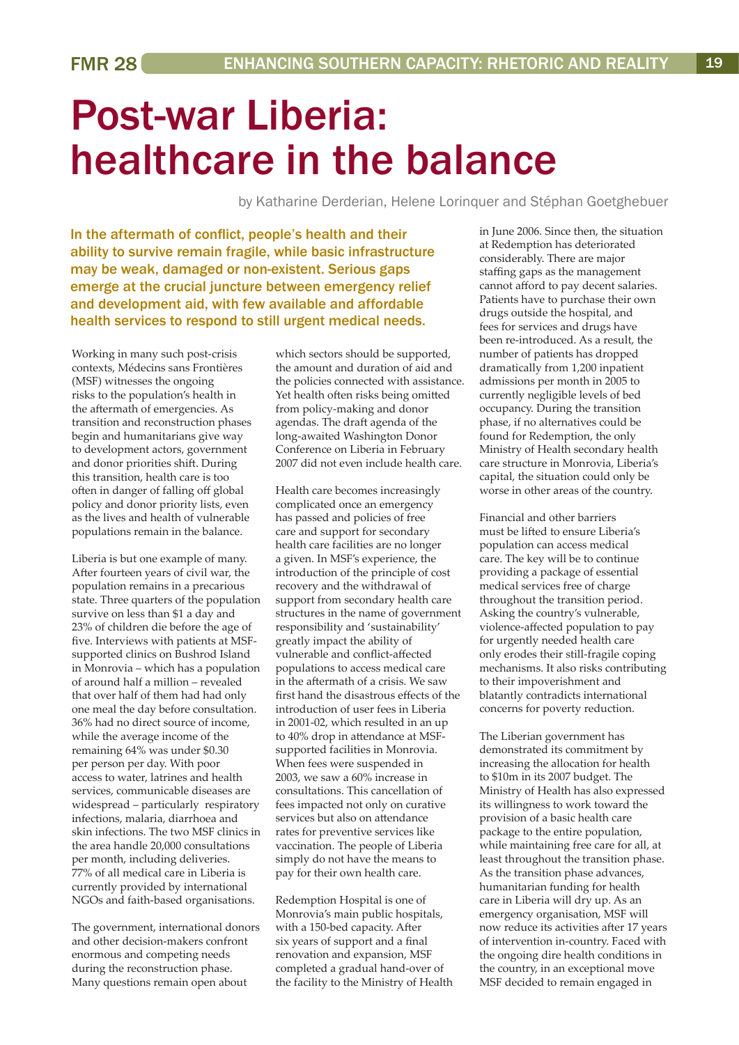# Post-war Liberia: healthcare in the balance

by Katharine Derderian, Helene Lorinquer and Stéphan Goetghebuer

**In the aftermath of conflict, people's health and their ability to survive remain fragile, while basic infrastructure may be weak, damaged or non-existent. Serious gaps emerge at the crucial juncture between emergency relief and development aid, with few available and affordable health services to respond to still urgent medical needs.**

Working in many such post-crisis contexts, Médecins sans Frontières (MSF) witnesses the ongoing risks to the population's health in the aftermath of emergencies. As transition and reconstruction phases begin and humanitarians give way to development actors, government and donor priorities shift. During this transition, health care is too often in danger of falling off global policy and donor priority lists, even as the lives and health of vulnerable populations remain in the balance.

Liberia is but one example of many. After fourteen years of civil war, the population remains in a precarious state. Three quarters of the population survive on less than $1 a day and 23% of children die before the age of five. Interviews with patients at MSF-supported clinics on Bushrod Island in Monrovia – which has a population of around half a million – revealed that over half of them had had only one meal the day before consultation. 36% had no direct source of income, while the average income of the remaining 64% was under $0.30 per person per day. With poor access to water, latrines and health services, communicable diseases are widespread – particularly respiratory infections, malaria, diarrhoea and skin infections. The two MSF clinics in the area handle 20,000 consultations per month, including deliveries. 77% of all medical care in Liberia is currently provided by international NGOs and faith-based organisations.

The government, international donors and other decision-makers confront enormous and competing needs during the reconstruction phase. Many questions remain open about which sectors should be supported, the amount and duration of aid and the policies connected with assistance. Yet health often risks being omitted from policy-making and donor agendas. The draft agenda of the long-awaited Washington Donor Conference on Liberia in February 2007 did not even include health care.

Health care becomes increasingly complicated once an emergency has passed and policies of free care and support for secondary health care facilities are no longer a given. In MSF's experience, the introduction of the principle of cost recovery and the withdrawal of support from secondary health care structures in the name of government responsibility and 'sustainability' greatly impact the ability of vulnerable and conflict-affected populations to access medical care in the aftermath of a crisis. We saw first hand the disastrous effects of the introduction of user fees in Liberia in 2001-02, which resulted in an up to 40% drop in attendance at MSF-supported facilities in Monrovia. When fees were suspended in 2003, we saw a 60% increase in consultations. This cancellation of fees impacted not only on curative services but also on attendance rates for preventive services like vaccination. The people of Liberia simply do not have the means to pay for their own health care.

Redemption Hospital is one of Monrovia's main public hospitals, with a 150-bed capacity. After six years of support and a final renovation and expansion, MSF completed a gradual hand-over of the facility to the Ministry of Health in June 2006. Since then, the situation at Redemption has deteriorated considerably. There are major staffing gaps as the management cannot afford to pay decent salaries. Patients have to purchase their own drugs outside the hospital, and fees for services and drugs have been re-introduced. As a result, the number of patients has dropped dramatically from 1,200 inpatient admissions per month in 2005 to currently negligible levels of bed occupancy. During the transition phase, if no alternatives could be found for Redemption, the only Ministry of Health secondary health care structure in Monrovia, Liberia's capital, the situation could only be worse in other areas of the country.

Financial and other barriers must be lifted to ensure Liberia's population can access medical care. The key will be to continue providing a package of essential medical services free of charge throughout the transition period. Asking the country's vulnerable, violence-affected population to pay for urgently needed health care only erodes their still-fragile coping mechanisms. It also risks contributing to their impoverishment and blatantly contradicts international concerns for poverty reduction.

The Liberian government has demonstrated its commitment by increasing the allocation for health to $10m in its 2007 budget. The Ministry of Health has also expressed its willingness to work toward the provision of a basic health care package to the entire population, while maintaining free care for all, at least throughout the transition phase. As the transition phase advances, humanitarian funding for health care in Liberia will dry up. As an emergency organisation, MSF will now reduce its activities after 17 years of intervention in-country. Faced with the ongoing dire health conditions in the country, in an exceptional move MSF decided to remain engaged in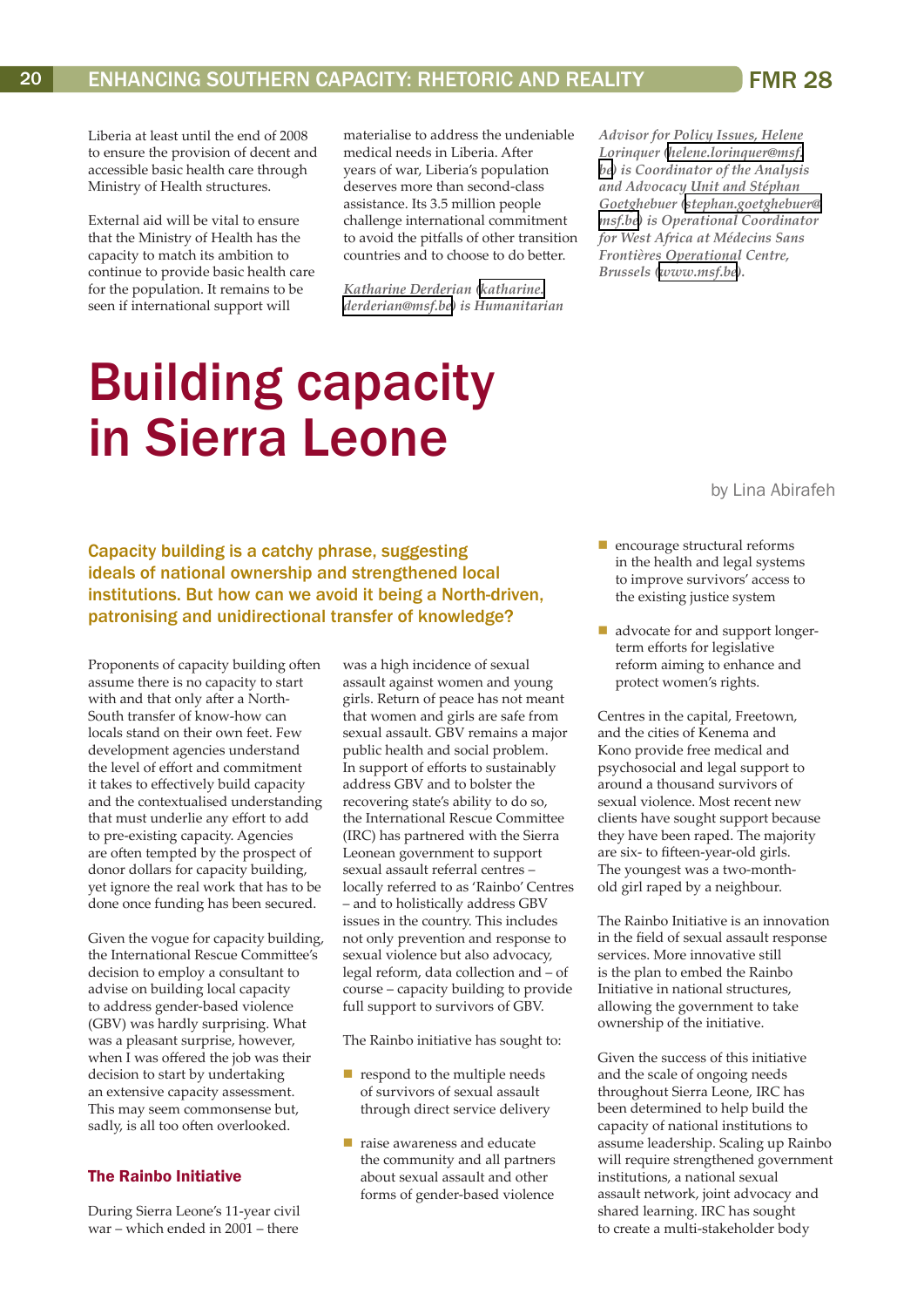Liberia at least until the end of 2008 to ensure the provision of decent and accessible basic health care through Ministry of Health structures.

External aid will be vital to ensure that the Ministry of Health has the capacity to match its ambition to continue to provide basic health care for the population. It remains to be seen if international support will materialise to address the undeniable medical needs in Liberia. After years of war, Liberia's population deserves more than second-class assistance. Its 3.5 million people challenge international commitment to avoid the pitfalls of other transition countries and to choose to do better.

*Katharine Derderian (katharine.derderian@msf.be) is Humanitarian Advisor for Policy Issues, Helene Lorinquer (helene.lorinquer@msf.be) is Coordinator of the Analysis and Advocacy Unit and Stéphan Goetghebuer (stephan.goetghebuer@msf.be) is Operational Coordinator for West Africa at Médecins Sans Frontières Operational Centre, Brussels (www.msf.be).*

# Building capacity in Sierra Leone

by Lina Abirafeh

**Capacity building is a catchy phrase, suggesting ideals of national ownership and strengthened local institutions. But how can we avoid it being a North-driven, patronising and unidirectional transfer of knowledge?**

Proponents of capacity building often assume there is no capacity to start with and that only after a North-South transfer of know-how can locals stand on their own feet. Few development agencies understand the level of effort and commitment it takes to effectively build capacity and the contextualised understanding that must underlie any effort to add to pre-existing capacity. Agencies are often tempted by the prospect of donor dollars for capacity building, yet ignore the real work that has to be done once funding has been secured.

Given the vogue for capacity building, the International Rescue Committee's decision to employ a consultant to advise on building local capacity to address gender-based violence (GBV) was hardly surprising. What was a pleasant surprise, however, when I was offered the job was their decision to start by undertaking an extensive capacity assessment. This may seem commonsense but, sadly, is all too often overlooked.

## The Rainbo Initiative

During Sierra Leone's 11-year civil war – which ended in 2001 – there was a high incidence of sexual assault against women and young girls. Return of peace has not meant that women and girls are safe from sexual assault. GBV remains a major public health and social problem. In support of efforts to sustainably address GBV and to bolster the recovering state's ability to do so, the International Rescue Committee (IRC) has partnered with the Sierra Leonean government to support sexual assault referral centres – locally referred to as 'Rainbo' Centres – and to holistically address GBV issues in the country. This includes not only prevention and response to sexual violence but also advocacy, legal reform, data collection and – of course – capacity building to provide full support to survivors of GBV.

The Rainbo initiative has sought to:

- respond to the multiple needs of survivors of sexual assault through direct service delivery
- raise awareness and educate the community and all partners about sexual assault and other forms of gender-based violence
- encourage structural reforms in the health and legal systems to improve survivors' access to the existing justice system
- advocate for and support longer-term efforts for legislative reform aiming to enhance and protect women's rights.

Centres in the capital, Freetown, and the cities of Kenema and Kono provide free medical and psychosocial and legal support to around a thousand survivors of sexual violence. Most recent new clients have sought support because they have been raped. The majority are six- to fifteen-year-old girls. The youngest was a two-month-old girl raped by a neighbour.

The Rainbo Initiative is an innovation in the field of sexual assault response services. More innovative still is the plan to embed the Rainbo Initiative in national structures, allowing the government to take ownership of the initiative.

Given the success of this initiative and the scale of ongoing needs throughout Sierra Leone, IRC has been determined to help build the capacity of national institutions to assume leadership. Scaling up Rainbo will require strengthened government institutions, a national sexual assault network, joint advocacy and shared learning. IRC has sought to create a multi-stakeholder body